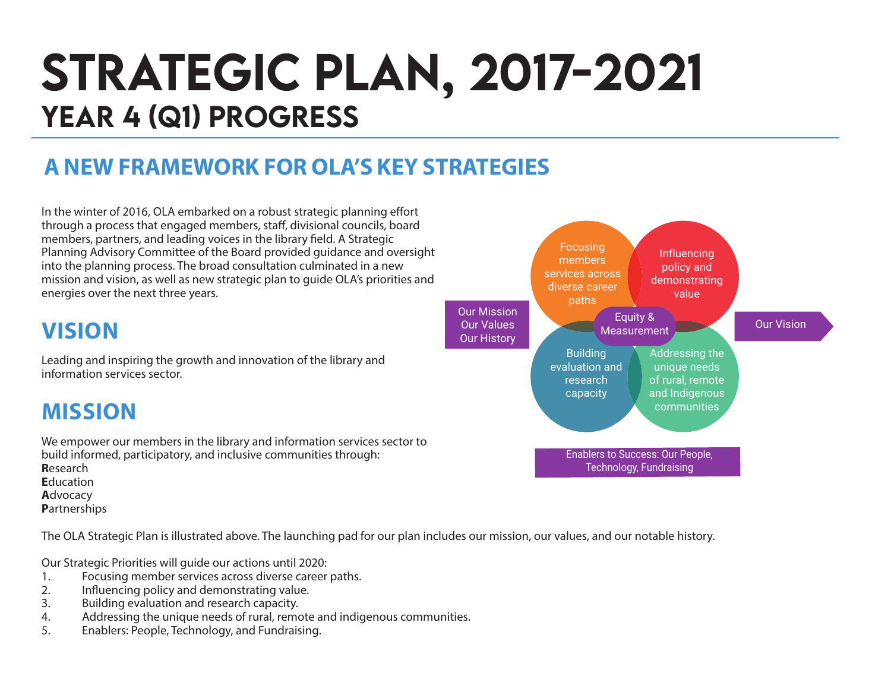# STRATEGIC PLAN, 2017-2021

## YEAR 4 (Q1) PROGRESS

## A NEW FRAMEWORK FOR OLA'S KEY STRATEGIES

In the winter of 2016, OLA embarked on a robust strategic planning effort through a process that engaged members, staff, divisional councils, board members, partners, and leading voices in the library field. A Strategic Planning Advisory Committee of the Board provided guidance and oversight into the planning process. The broad consultation culminated in a new mission and vision, as well as new strategic plan to guide OLA's priorities and energies over the next three years.

Our Mission
Our Values
Our History

Focusing members services across diverse career paths

Influencing policy and demonstrating value

Equity & Measurement

Building evaluation and research capacity

Addressing the unique needs of rural, remote and Indigenous communities

Our Vision

Enablers to Success: Our People, Technology, Fundraising

## VISION

Leading and inspiring the growth and innovation of the library and information services sector.

## MISSION

We empower our members in the library and information services sector to build informed, participatory, and inclusive communities through:
**R**esearch
**E**ducation
**A**dvocacy
**P**artnerships

The OLA Strategic Plan is illustrated above. The launching pad for our plan includes our mission, our values, and our notable history.

Our Strategic Priorities will guide our actions until 2020:

1. Focusing member services across diverse career paths.
2. Influencing policy and demonstrating value.
3. Building evaluation and research capacity.
4. Addressing the unique needs of rural, remote and indigenous communities.
5. Enablers: People, Technology, and Fundraising.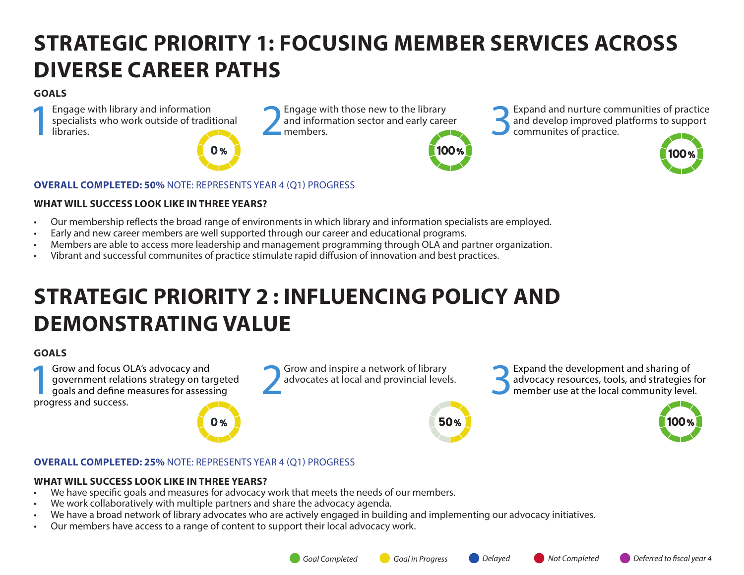# STRATEGIC PRIORITY 1: FOCUSING MEMBER SERVICES ACROSS DIVERSE CAREER PATHS

**GOALS**

1. Engage with library and information specialists who work outside of traditional libraries.

   0%

2. Engage with those new to the library and information sector and early career members.

   100%

3. Expand and nurture communities of practice and develop improved platforms to support communites of practice.

   100%

**OVERALL COMPLETED: 50%** NOTE: REPRESENTS YEAR 4 (Q1) PROGRESS

**WHAT WILL SUCCESS LOOK LIKE IN THREE YEARS?**

- Our membership reflects the broad range of environments in which library and information specialists are employed.
- Early and new career members are well supported through our career and educational programs.
- Members are able to access more leadership and management programming through OLA and partner organization.
- Vibrant and successful communites of practice stimulate rapid diffusion of innovation and best practices.

# STRATEGIC PRIORITY 2 : INFLUENCING POLICY AND DEMONSTRATING VALUE

**GOALS**

1. Grow and focus OLA's advocacy and government relations strategy on targeted goals and define measures for assessing progress and success.

   0%

2. Grow and inspire a network of library advocates at local and provincial levels.

   50%

3. Expand the development and sharing of advocacy resources, tools, and strategies for member use at the local community level.

   100%

**OVERALL COMPLETED: 25%** NOTE: REPRESENTS YEAR 4 (Q1) PROGRESS

**WHAT WILL SUCCESS LOOK LIKE IN THREE YEARS?**

- We have specific goals and measures for advocacy work that meets the needs of our members.
- We work collaboratively with multiple partners and share the advocacy agenda.
- We have a broad network of library advocates who are actively engaged in building and implementing our advocacy initiatives.
- Our members have access to a range of content to support their local advocacy work.

*Goal Completed* *Goal in Progress* *Delayed* *Not Completed* *Deferred to fiscal year 4*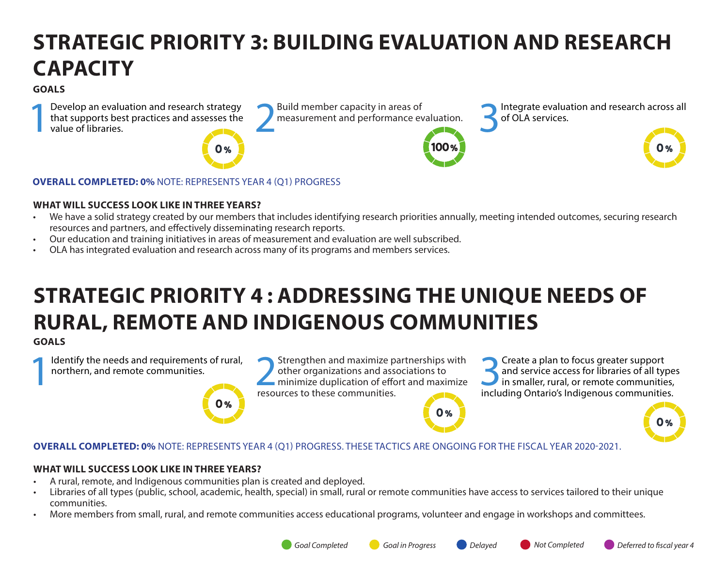# STRATEGIC PRIORITY 3: BUILDING EVALUATION AND RESEARCH CAPACITY

**GOALS**

1. Develop an evaluation and research strategy that supports best practices and assesses the value of libraries. — 0%
2. Build member capacity in areas of measurement and performance evaluation. — 100%
3. Integrate evaluation and research across all of OLA services. — 0%

**OVERALL COMPLETED: 0%** NOTE: REPRESENTS YEAR 4 (Q1) PROGRESS

**WHAT WILL SUCCESS LOOK LIKE IN THREE YEARS?**

- We have a solid strategy created by our members that includes identifying research priorities annually, meeting intended outcomes, securing research resources and partners, and effectively disseminating research reports.
- Our education and training initiatives in areas of measurement and evaluation are well subscribed.
- OLA has integrated evaluation and research across many of its programs and members services.

# STRATEGIC PRIORITY 4 : ADDRESSING THE UNIQUE NEEDS OF RURAL, REMOTE AND INDIGENOUS COMMUNITIES

**GOALS**

1. Identify the needs and requirements of rural, northern, and remote communities. — 0%
2. Strengthen and maximize partnerships with other organizations and associations to minimize duplication of effort and maximize resources to these communities. — 0%
3. Create a plan to focus greater support and service access for libraries of all types in smaller, rural, or remote communities, including Ontario's Indigenous communities. — 0%

**OVERALL COMPLETED: 0%** NOTE: REPRESENTS YEAR 4 (Q1) PROGRESS. THESE TACTICS ARE ONGOING FOR THE FISCAL YEAR 2020-2021.

**WHAT WILL SUCCESS LOOK LIKE IN THREE YEARS?**

- A rural, remote, and Indigenous communities plan is created and deployed.
- Libraries of all types (public, school, academic, health, special) in small, rural or remote communities have access to services tailored to their unique communities.
- More members from small, rural, and remote communities access educational programs, volunteer and engage in workshops and committees.

*Goal Completed* · *Goal in Progress* · *Delayed* · *Not Completed* · *Deferred to fiscal year 4*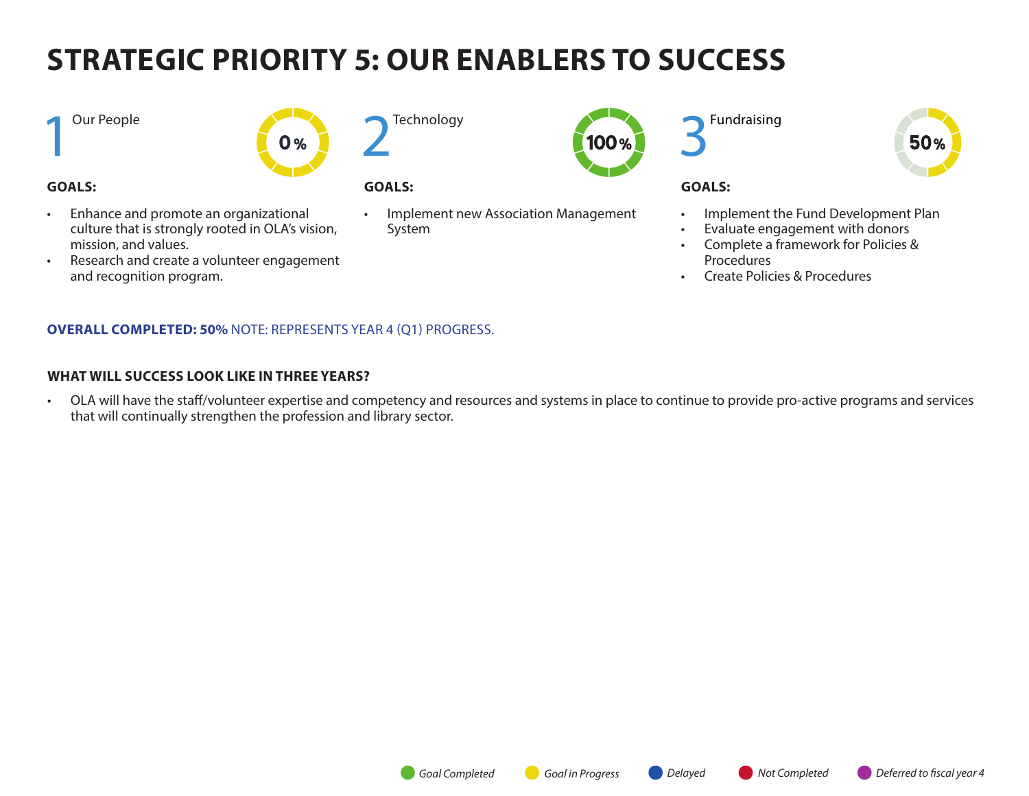# STRATEGIC PRIORITY 5: OUR ENABLERS TO SUCCESS

## 1 Our People

**0%**

**GOALS:**

- Enhance and promote an organizational culture that is strongly rooted in OLA's vision, mission, and values.
- Research and create a volunteer engagement and recognition program.

## 2 Technology

**100%**

**GOALS:**

- Implement new Association Management System

## 3 Fundraising

**50%**

**GOALS:**

- Implement the Fund Development Plan
- Evaluate engagement with donors
- Complete a framework for Policies & Procedures
- Create Policies & Procedures

**OVERALL COMPLETED: 50%** NOTE: REPRESENTS YEAR 4 (Q1) PROGRESS.

**WHAT WILL SUCCESS LOOK LIKE IN THREE YEARS?**

- OLA will have the staff/volunteer expertise and competency and resources and systems in place to continue to provide pro-active programs and services that will continually strengthen the profession and library sector.

*Goal Completed* *Goal in Progress* *Delayed* *Not Completed* *Deferred to fiscal year 4*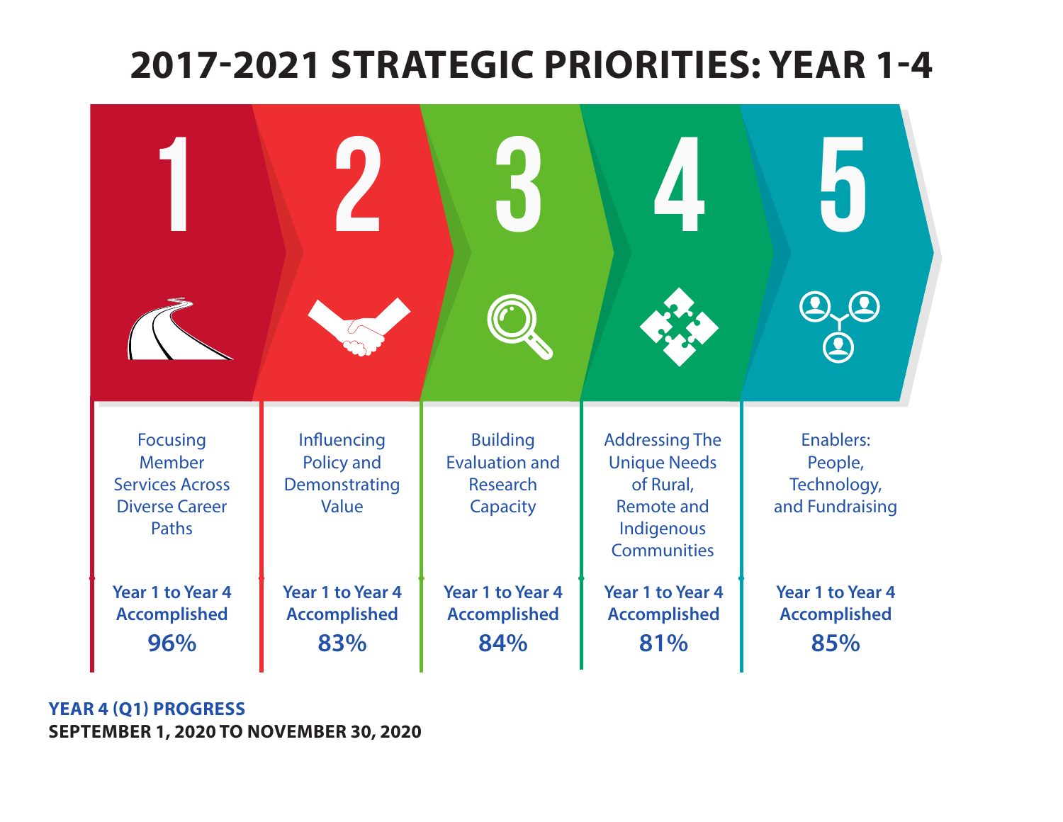# 2017-2021 STRATEGIC PRIORITIES: YEAR 1-4

| 1 | 2 | 3 | 4 | 5 |
|---|---|---|---|---|
| Focusing Member Services Across Diverse Career Paths | Influencing Policy and Demonstrating Value | Building Evaluation and Research Capacity | Addressing The Unique Needs of Rural, Remote and Indigenous Communities | Enablers: People, Technology, and Fundraising |
| **Year 1 to Year 4 Accomplished 96%** | **Year 1 to Year 4 Accomplished 83%** | **Year 1 to Year 4 Accomplished 84%** | **Year 1 to Year 4 Accomplished 81%** | **Year 1 to Year 4 Accomplished 85%** |

**YEAR 4 (Q1) PROGRESS**

**SEPTEMBER 1, 2020 TO NOVEMBER 30, 2020**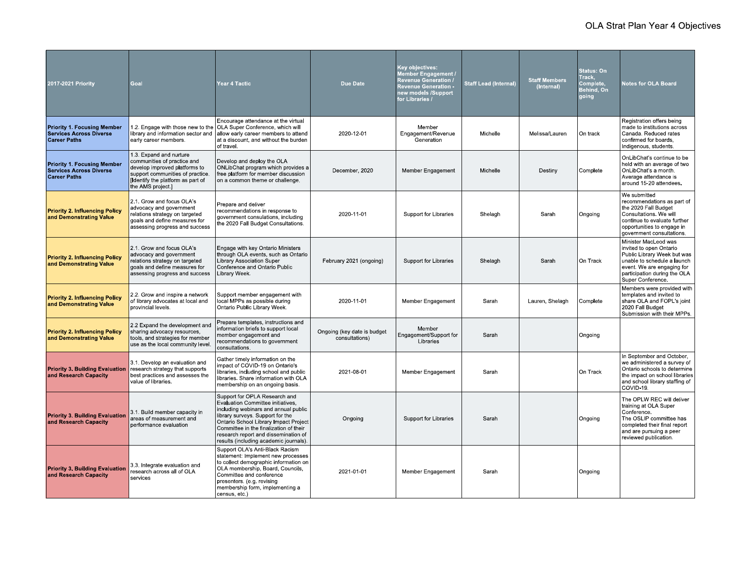# OLA Strat Plan Year 4 Objectives

| 2017-2021 Priority | Goal | Year 4 Tactic | Due Date | Key objectives: Member Engagement / Revenue Generation / Revenue Generation - new models /Support for Libraries / | Staff Lead (Internal) | Staff Members (Internal) | Status: On Track, Complete, Behind, On going | Notes for OLA Board |
|---|---|---|---|---|---|---|---|---|
| **Priority 1. Focusing Member Services Across Diverse Career Paths** | 1.2. Engage with those new to the library and information sector and early career members. | Encourage attendance at the virtual OLA Super Conference, which will allow early career members to attend at a discount, and without the burden of travel. | 2020-12-01 | Member Engagement/Revenue Generation | Michelle | Melissa/Lauren | On track | Registration offers being made to institutions across Canada. Reduced rates confirmed for boards, Indigenous, students. |
| **Priority 1. Focusing Member Services Across Diverse Career Paths** | 1.3. Expand and nurture communities of practice and develop improved platforms to support communities of practice. [Identify the platform as part of the AMS project.] | Develop and deploy the OLA ONLibChat program which provides a free platform for member discussion on a common theme or challenge. | December, 2020 | Member Engagement | Michelle | Destiny | Complete | OnLibChat's continue to be held with an average of two OnLibChat's a month. Average attendance is around 15-20 attendees. |
| **Priority 2. Influencing Policy and Demonstrating Value** | 2.1. Grow and focus OLA's advocacy and government relations strategy on targeted goals and define measures for assessing progress and success | Prepare and deliver recommendations in response to government consultations, including the 2020 Fall Budget Consultations. | 2020-11-01 | Support for Libraries | Shelagh | Sarah | Ongoing | We submitted recommendations as part of the 2020 Fall Budget Consultations. We will continue to evaluate further opportunities to engage in government consultations. |
| **Priority 2. Influencing Policy and Demonstrating Value** | 2.1. Grow and focus OLA's advocacy and government relations strategy on targeted goals and define measures for assessing progress and success | Engage with key Ontario Ministers through OLA events, such as Ontario Library Association Super Conference and Ontario Public Library Week. | February 2021 (ongoing) | Support for Libraries | Shelagh | Sarah | On Track | Minister MacLeod was invited to open Ontario Public Library Week but was unable to schedule a launch event. We are engaging for participation during the OLA Super Conference. |
| **Priority 2. Influencing Policy and Demonstrating Value** | 2.2. Grow and inspire a network of library advocates at local and provincial levels. | Support member engagement with local MPPs as possible during Ontario Public Library Week. | 2020-11-01 | Member Engagement | Sarah | Lauren, Shelagh | Complete | Members were provided with templates and invited to share OLA and FOPL's joint 2020 Fall Budget Submission with their MPPs. |
| **Priority 2. Influencing Policy and Demonstrating Value** | 2.2 Expand the development and sharing advocacy resources, tools, and strategies for member use as the local community level. | Prepare templates, instructions and information briefs to support local member engagement and recommendations to government consultations. | Ongoing (key date is budget consultations) | Member Engagement/Support for Libraries | Sarah | | Ongoing | |
| **Priority 3. Building Evaluation and Research Capacity** | 3.1. Develop an evaluation and research strategy that supports best practices and assesses the value of libraries. | Gather timely information on the impact of COVID-19 on Ontario's libraries, including school and public libraries. Share information with OLA membership on an ongoing basis. | 2021-08-01 | Member Engagement | Sarah | | On Track | In September and October, we administered a survey of Ontario schools to determine the impact on school libraries and school library staffing of COVID-19. |
| **Priority 3. Building Evaluation and Research Capacity** | 3.1. Build member capacity in areas of measurement and performance evaluation | Support for OPLA Research and Evaluation Committee initiatives, including webinars and annual public library surveys. Support for the Ontario School Library Impact Project Committee in the finalization of their research report and dissemination of results (including academic journals). | Ongoing | Support for Libraries | Sarah | | Ongoing | The OPLW REC will deliver training at OLA Super Conference.<br>The OSLIP committee has completed their final report and are pursuing a peer reviewed publication. |
| **Priority 3. Building Evaluation and Research Capacity** | 3.3. Integrate evaluation and research across all of OLA services | Support OLA's Anti-Black Racism statement: Implement new processes to collect demographic information on OLA membership, Board, Councils, Committee and conference presenters. (e.g. revising membership form, implementing a census, etc.) | 2021-01-01 | Member Engagement | Sarah | | Ongoing | |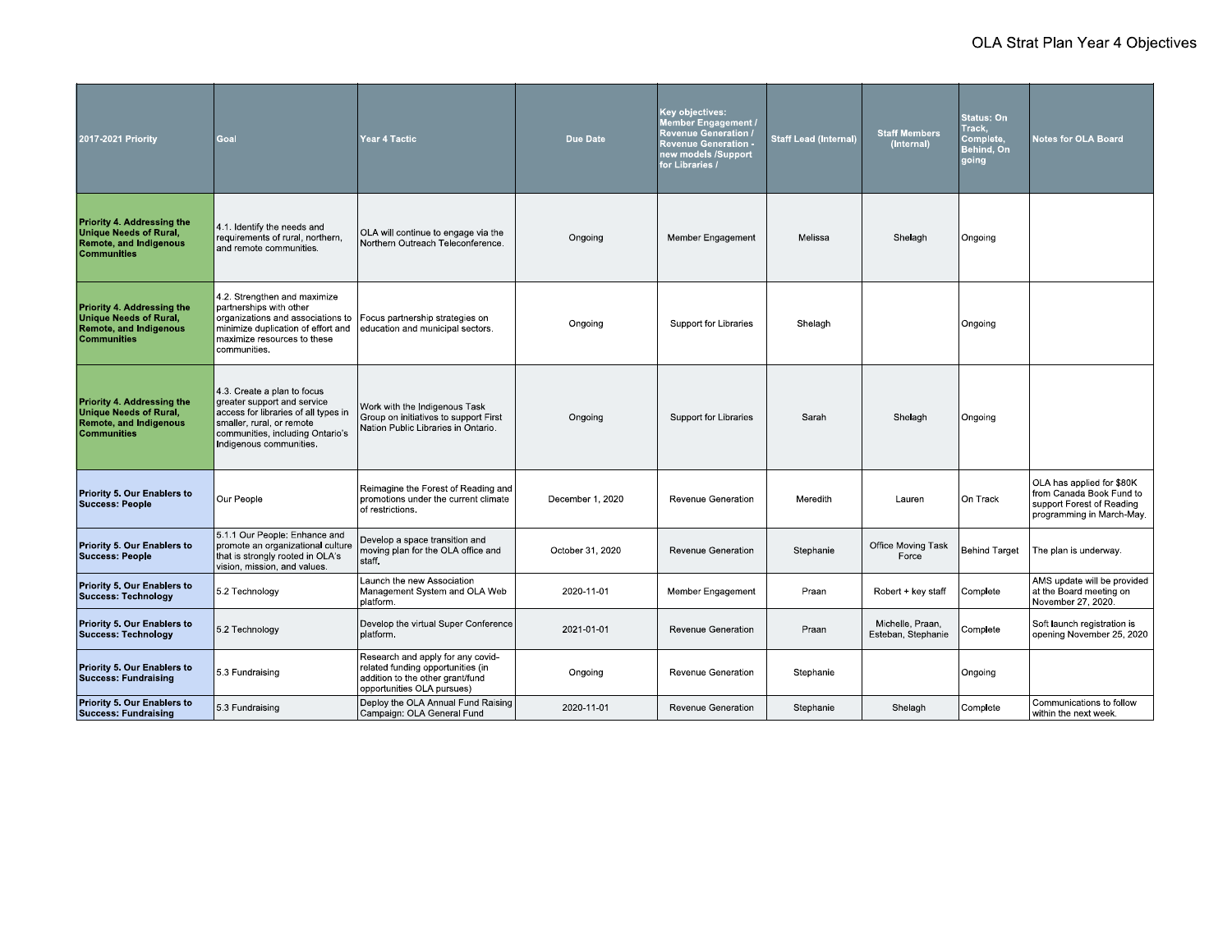OLA Strat Plan Year 4 Objectives

| 2017-2021 Priority | Goal | Year 4 Tactic | Due Date | Key objectives: Member Engagement / Revenue Generation / Revenue Generation - new models /Support for Libraries / | Staff Lead (Internal) | Staff Members (Internal) | Status: On Track, Complete, Behind, On going | Notes for OLA Board |
|---|---|---|---|---|---|---|---|---|
| **Priority 4. Addressing the Unique Needs of Rural, Remote, and Indigenous Communities** | 4.1. Identify the needs and requirements of rural, northern, and remote communities. | OLA will continue to engage via the Northern Outreach Teleconference. | Ongoing | Member Engagement | Melissa | Shelagh | Ongoing | |
| **Priority 4. Addressing the Unique Needs of Rural, Remote, and Indigenous Communities** | 4.2. Strengthen and maximize partnerships with other organizations and associations to minimize duplication of effort and maximize resources to these communities. | Focus partnership strategies on education and municipal sectors. | Ongoing | Support for Libraries | Shelagh | | Ongoing | |
| **Priority 4. Addressing the Unique Needs of Rural, Remote, and Indigenous Communities** | 4.3. Create a plan to focus greater support and service access for libraries of all types in smaller, rural, or remote communities, including Ontario's Indigenous communities. | Work with the Indigenous Task Group on initiatives to support First Nation Public Libraries in Ontario. | Ongoing | Support for Libraries | Sarah | Shelagh | Ongoing | |
| **Priority 5. Our Enablers to Success: People** | Our People | Reimagine the Forest of Reading and promotions under the current climate of restrictions. | December 1, 2020 | Revenue Generation | Meredith | Lauren | On Track | OLA has applied for $80K from Canada Book Fund to support Forest of Reading programming in March-May. |
| **Priority 5. Our Enablers to Success: People** | 5.1.1 Our People: Enhance and promote an organizational culture that is strongly rooted in OLA's vision, mission, and values. | Develop a space transition and moving plan for the OLA office and staff. | October 31, 2020 | Revenue Generation | Stephanie | Office Moving Task Force | Behind Target | The plan is underway. |
| **Priority 5. Our Enablers to Success: Technology** | 5.2 Technology | Launch the new Association Management System and OLA Web platform. | 2020-11-01 | Member Engagement | Praan | Robert + key staff | Complete | AMS update will be provided at the Board meeting on November 27, 2020. |
| **Priority 5. Our Enablers to Success: Technology** | 5.2 Technology | Develop the virtual Super Conference platform. | 2021-01-01 | Revenue Generation | Praan | Michelle, Praan, Esteban, Stephanie | Complete | Soft launch registration is opening November 25, 2020 |
| **Priority 5. Our Enablers to Success: Fundraising** | 5.3 Fundraising | Research and apply for any covid-related funding opportunities (in addition to the other grant/fund opportunities OLA pursues) | Ongoing | Revenue Generation | Stephanie | | Ongoing | |
| **Priority 5. Our Enablers to Success: Fundraising** | 5.3 Fundraising | Deploy the OLA Annual Fund Raising Campaign: OLA General Fund | 2020-11-01 | Revenue Generation | Stephanie | Shelagh | Complete | Communications to follow within the next week. |